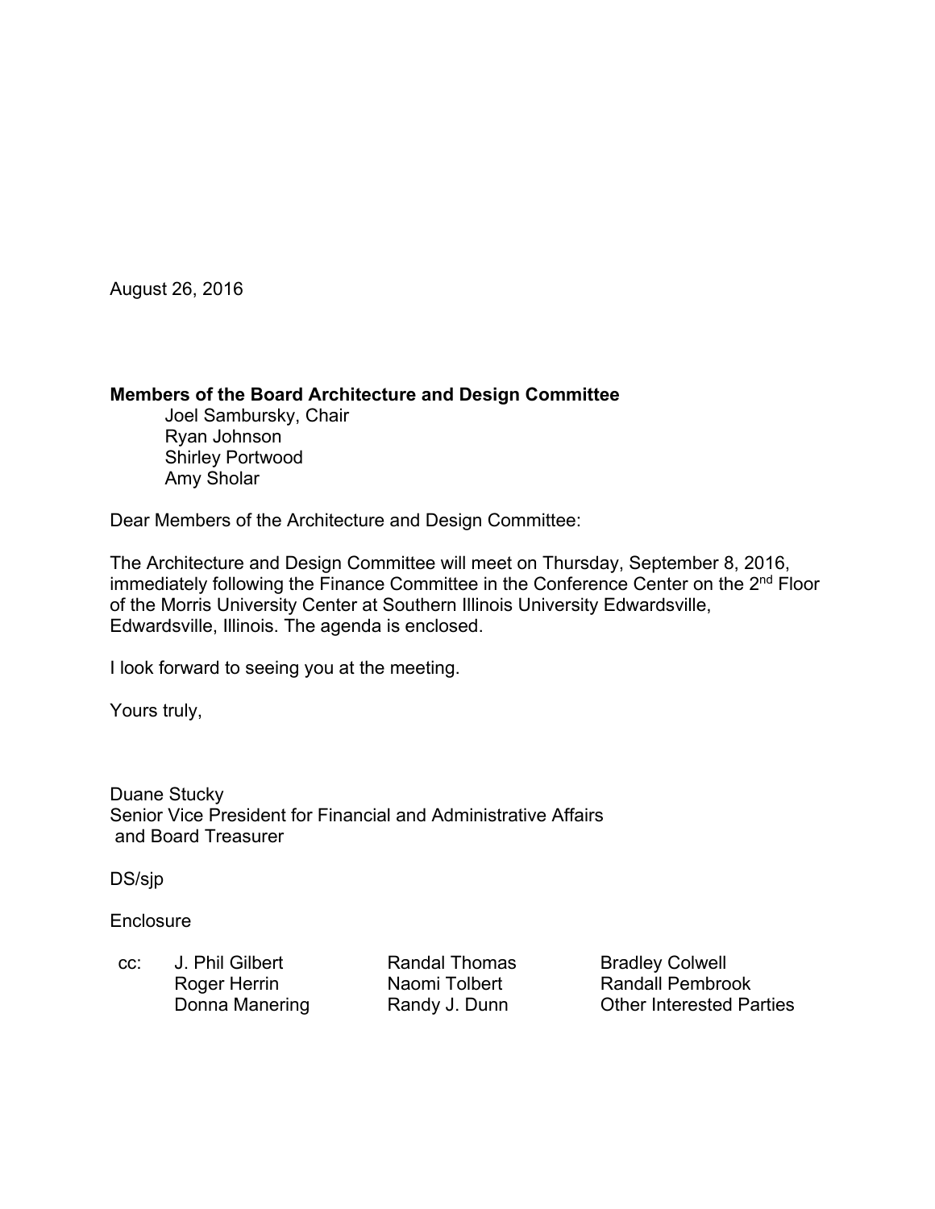August 26, 2016

**Members of the Board Architecture and Design Committee**

Joel Sambursky, Chair
Ryan Johnson
Shirley Portwood
Amy Sholar

Dear Members of the Architecture and Design Committee:

The Architecture and Design Committee will meet on Thursday, September 8, 2016, immediately following the Finance Committee in the Conference Center on the 2nd Floor of the Morris University Center at Southern Illinois University Edwardsville, Edwardsville, Illinois. The agenda is enclosed.

I look forward to seeing you at the meeting.

Yours truly,

Duane Stucky
Senior Vice President for Financial and Administrative Affairs
and Board Treasurer

DS/sjp

Enclosure

cc:
J. Phil Gilbert
Roger Herrin
Donna Manering
Randal Thomas
Naomi Tolbert
Randy J. Dunn
Bradley Colwell
Randall Pembrook
Other Interested Parties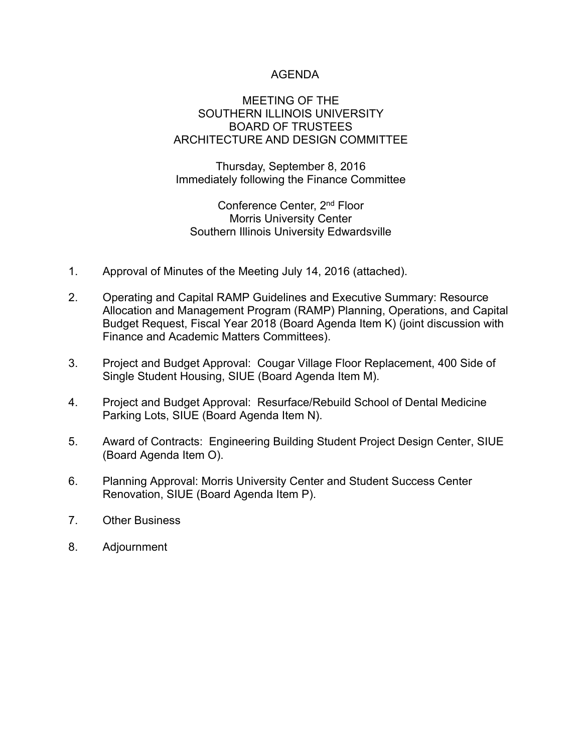# AGENDA

## MEETING OF THE SOUTHERN ILLINOIS UNIVERSITY BOARD OF TRUSTEES ARCHITECTURE AND DESIGN COMMITTEE

Thursday, September 8, 2016
Immediately following the Finance Committee

Conference Center, 2nd Floor
Morris University Center
Southern Illinois University Edwardsville

1. Approval of Minutes of the Meeting July 14, 2016 (attached).

2. Operating and Capital RAMP Guidelines and Executive Summary: Resource Allocation and Management Program (RAMP) Planning, Operations, and Capital Budget Request, Fiscal Year 2018 (Board Agenda Item K) (joint discussion with Finance and Academic Matters Committees).

3. Project and Budget Approval: Cougar Village Floor Replacement, 400 Side of Single Student Housing, SIUE (Board Agenda Item M).

4. Project and Budget Approval: Resurface/Rebuild School of Dental Medicine Parking Lots, SIUE (Board Agenda Item N).

5. Award of Contracts: Engineering Building Student Project Design Center, SIUE (Board Agenda Item O).

6. Planning Approval: Morris University Center and Student Success Center Renovation, SIUE (Board Agenda Item P).

7. Other Business

8. Adjournment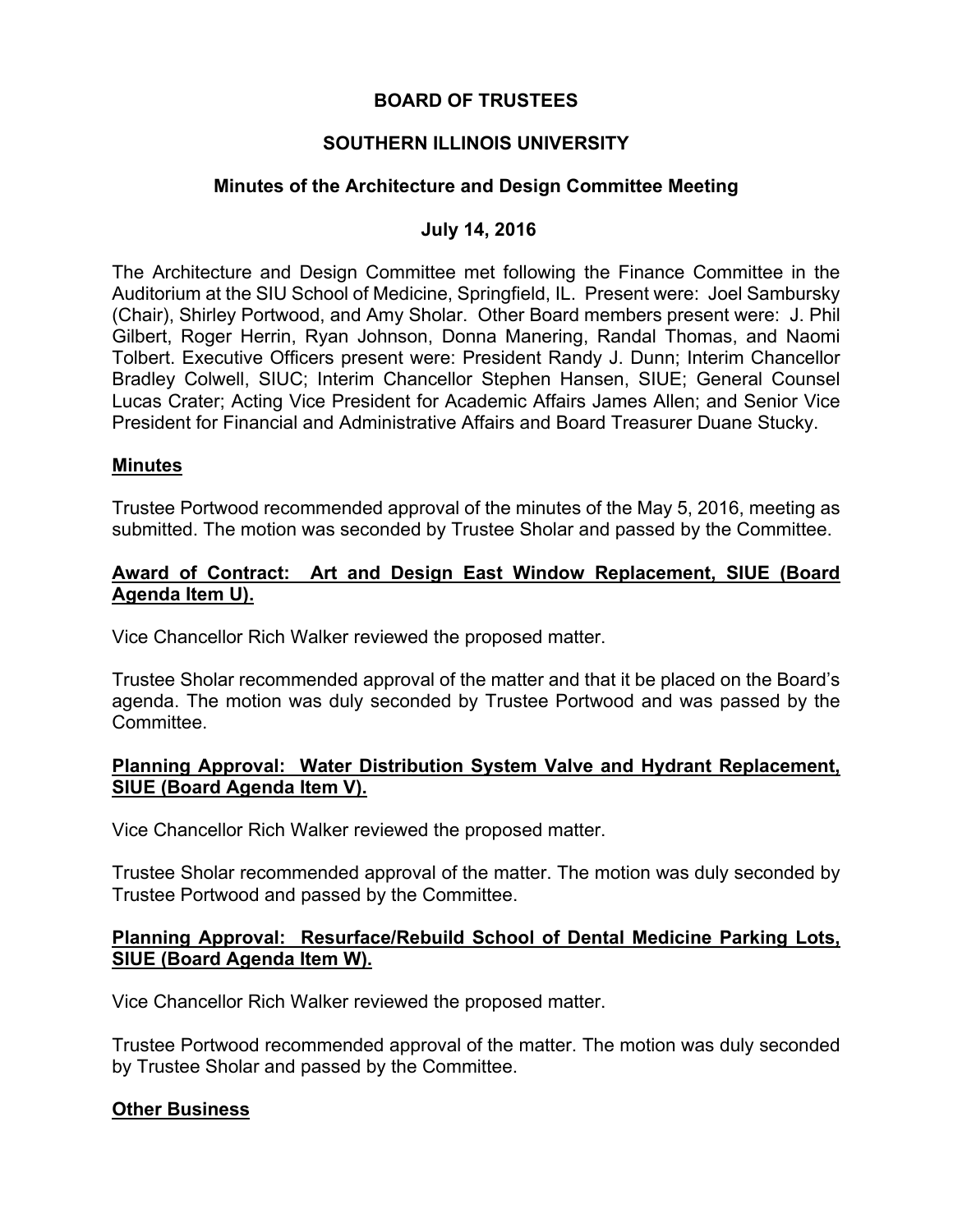**BOARD OF TRUSTEES**

**SOUTHERN ILLINOIS UNIVERSITY**

**Minutes of the Architecture and Design Committee Meeting**

**July 14, 2016**

The Architecture and Design Committee met following the Finance Committee in the Auditorium at the SIU School of Medicine, Springfield, IL. Present were: Joel Sambursky (Chair), Shirley Portwood, and Amy Sholar. Other Board members present were: J. Phil Gilbert, Roger Herrin, Ryan Johnson, Donna Manering, Randal Thomas, and Naomi Tolbert. Executive Officers present were: President Randy J. Dunn; Interim Chancellor Bradley Colwell, SIUC; Interim Chancellor Stephen Hansen, SIUE; General Counsel Lucas Crater; Acting Vice President for Academic Affairs James Allen; and Senior Vice President for Financial and Administrative Affairs and Board Treasurer Duane Stucky.

**Minutes**

Trustee Portwood recommended approval of the minutes of the May 5, 2016, meeting as submitted. The motion was seconded by Trustee Sholar and passed by the Committee.

**Award of Contract: Art and Design East Window Replacement, SIUE (Board Agenda Item U).**

Vice Chancellor Rich Walker reviewed the proposed matter.

Trustee Sholar recommended approval of the matter and that it be placed on the Board's agenda. The motion was duly seconded by Trustee Portwood and was passed by the Committee.

**Planning Approval: Water Distribution System Valve and Hydrant Replacement, SIUE (Board Agenda Item V).**

Vice Chancellor Rich Walker reviewed the proposed matter.

Trustee Sholar recommended approval of the matter. The motion was duly seconded by Trustee Portwood and passed by the Committee.

**Planning Approval: Resurface/Rebuild School of Dental Medicine Parking Lots, SIUE (Board Agenda Item W).**

Vice Chancellor Rich Walker reviewed the proposed matter.

Trustee Portwood recommended approval of the matter. The motion was duly seconded by Trustee Sholar and passed by the Committee.

**Other Business**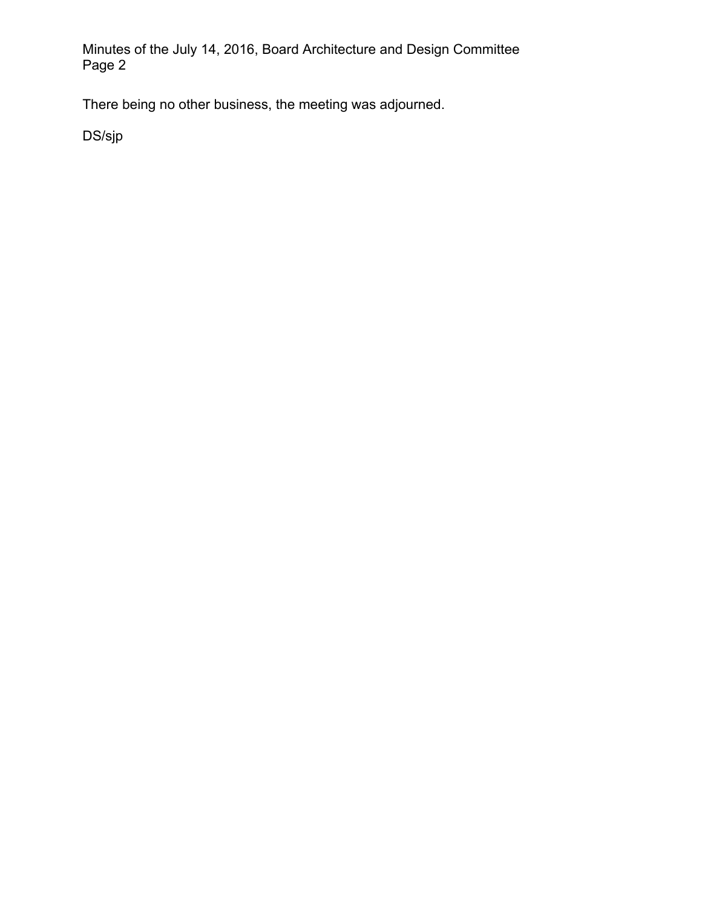There being no other business, the meeting was adjourned.

DS/sjp